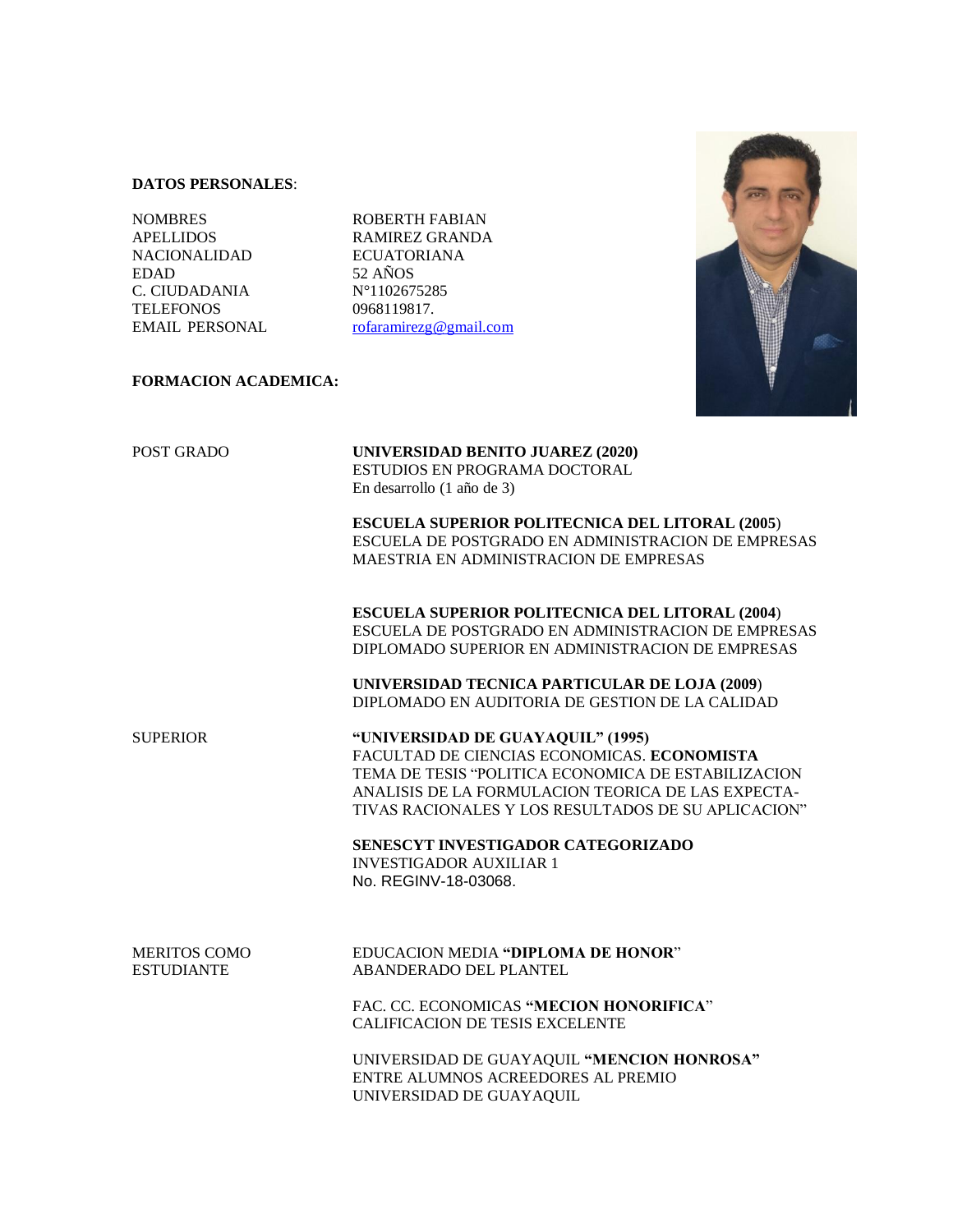**DATOS PERSONALES**:

| | |
|---|---|
| NOMBRES | ROBERTH FABIAN |
| APELLIDOS | RAMIREZ GRANDA |
| NACIONALIDAD | ECUATORIANA |
| EDAD | 52 AÑOS |
| C. CIUDADANIA | N°1102675285 |
| TELEFONOS | 0968119817. |
| EMAIL PERSONAL | rofaramirezg@gmail.com |

**FORMACION ACADEMICA:**

POST GRADO

**UNIVERSIDAD BENITO JUAREZ (2020)**
ESTUDIOS EN PROGRAMA DOCTORAL
En desarrollo (1 año de 3)

**ESCUELA SUPERIOR POLITECNICA DEL LITORAL (2005)**
ESCUELA DE POSTGRADO EN ADMINISTRACION DE EMPRESAS
MAESTRIA EN ADMINISTRACION DE EMPRESAS

**ESCUELA SUPERIOR POLITECNICA DEL LITORAL (2004)**
ESCUELA DE POSTGRADO EN ADMINISTRACION DE EMPRESAS
DIPLOMADO SUPERIOR EN ADMINISTRACION DE EMPRESAS

**UNIVERSIDAD TECNICA PARTICULAR DE LOJA (2009)**
DIPLOMADO EN AUDITORIA DE GESTION DE LA CALIDAD

SUPERIOR

**"UNIVERSIDAD DE GUAYAQUIL" (1995)**
FACULTAD DE CIENCIAS ECONOMICAS. **ECONOMISTA**
TEMA DE TESIS "POLITICA ECONOMICA DE ESTABILIZACION ANALISIS DE LA FORMULACION TEORICA DE LAS EXPECTATIVAS RACIONALES Y LOS RESULTADOS DE SU APLICACION"

**SENESCYT INVESTIGADOR CATEGORIZADO**
INVESTIGADOR AUXILIAR 1
No. REGINV-18-03068.

MERITOS COMO ESTUDIANTE

EDUCACION MEDIA **"DIPLOMA DE HONOR"**
ABANDERADO DEL PLANTEL

FAC. CC. ECONOMICAS **"MECION HONORIFICA"**
CALIFICACION DE TESIS EXCELENTE

UNIVERSIDAD DE GUAYAQUIL **"MENCION HONROSA"**
ENTRE ALUMNOS ACREEDORES AL PREMIO
UNIVERSIDAD DE GUAYAQUIL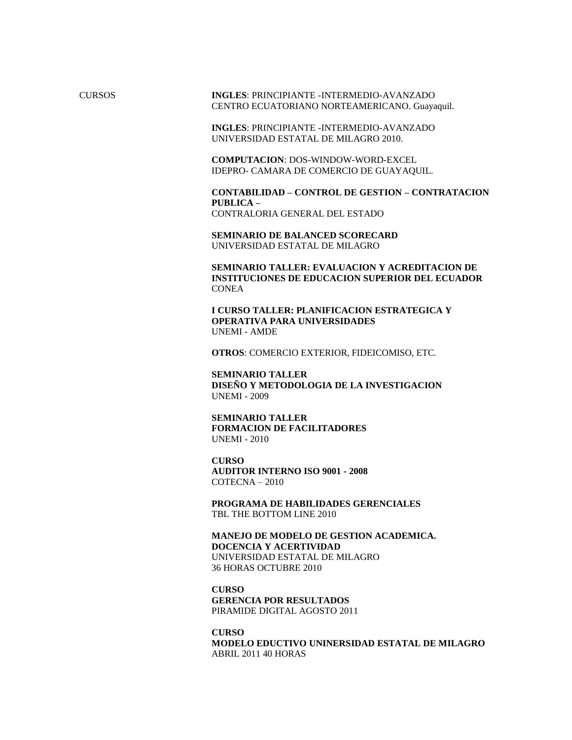CURSOS

**INGLES**: PRINCIPIANTE -INTERMEDIO-AVANZADO
CENTRO ECUATORIANO NORTEAMERICANO. Guayaquil.

**INGLES**: PRINCIPIANTE -INTERMEDIO-AVANZADO
UNIVERSIDAD ESTATAL DE MILAGRO 2010.

**COMPUTACION**: DOS-WINDOW-WORD-EXCEL
IDEPRO- CAMARA DE COMERCIO DE GUAYAQUIL.

**CONTABILIDAD – CONTROL DE GESTION – CONTRATACION PUBLICA –**
CONTRALORIA GENERAL DEL ESTADO

**SEMINARIO DE BALANCED SCORECARD**
UNIVERSIDAD ESTATAL DE MILAGRO

**SEMINARIO TALLER: EVALUACION Y ACREDITACION DE INSTITUCIONES DE EDUCACION SUPERIOR DEL ECUADOR**
CONEA

**I CURSO TALLER: PLANIFICACION ESTRATEGICA Y OPERATIVA PARA UNIVERSIDADES**
UNEMI - AMDE

**OTROS**: COMERCIO EXTERIOR, FIDEICOMISO, ETC.

**SEMINARIO TALLER**
**DISEÑO Y METODOLOGIA DE LA INVESTIGACION**
UNEMI - 2009

**SEMINARIO TALLER**
**FORMACION DE FACILITADORES**
UNEMI - 2010

**CURSO**
**AUDITOR INTERNO ISO 9001 - 2008**
COTECNA – 2010

**PROGRAMA DE HABILIDADES GERENCIALES**
TBL THE BOTTOM LINE 2010

**MANEJO DE MODELO DE GESTION ACADEMICA.**
**DOCENCIA Y ACERTIVIDAD**
UNIVERSIDAD ESTATAL DE MILAGRO
36 HORAS OCTUBRE 2010

**CURSO**
**GERENCIA POR RESULTADOS**
PIRAMIDE DIGITAL AGOSTO 2011

**CURSO**
**MODELO EDUCTIVO UNINERSIDAD ESTATAL DE MILAGRO**
ABRIL 2011 40 HORAS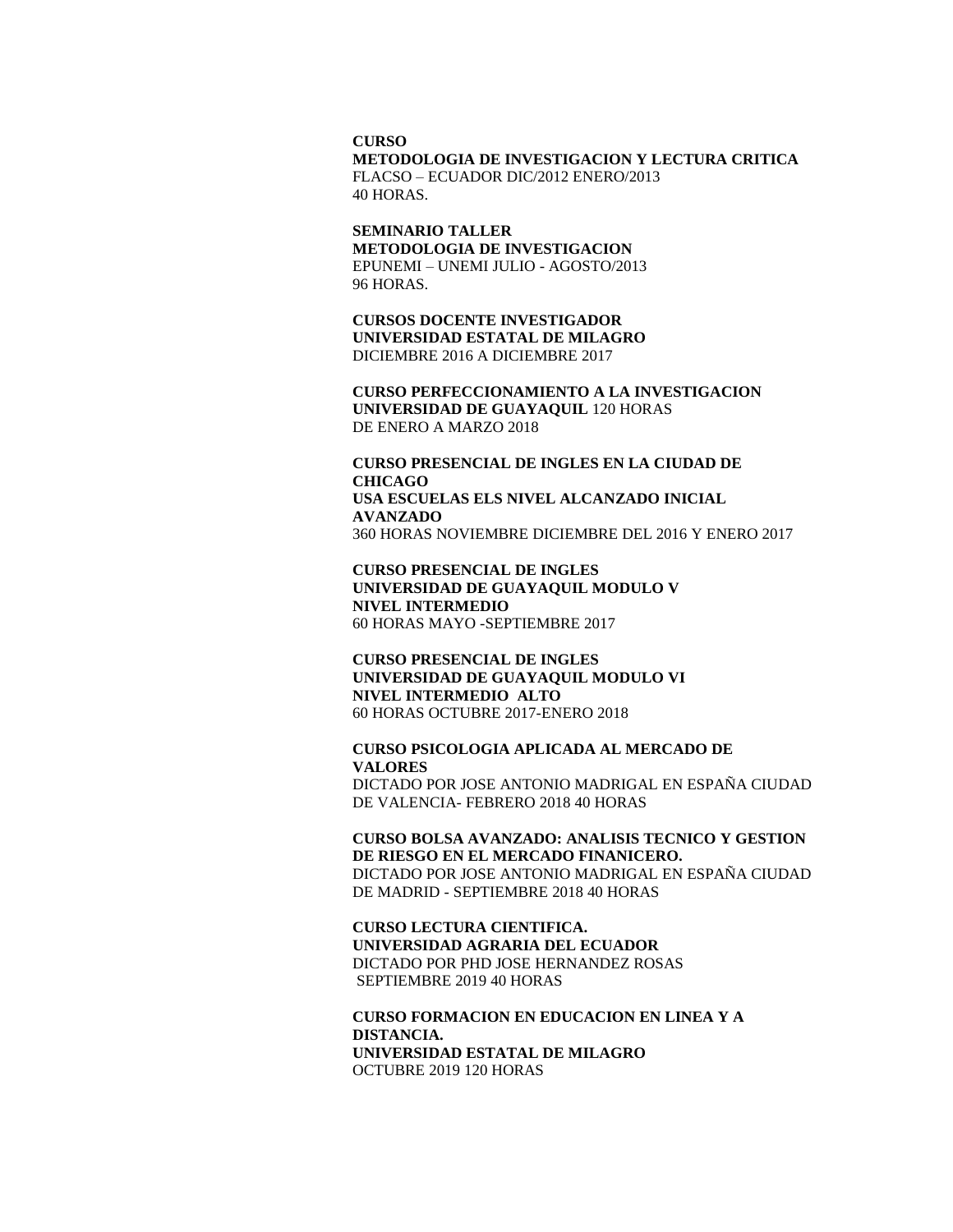**CURSO**
**METODOLOGIA DE INVESTIGACION Y LECTURA CRITICA**
FLACSO – ECUADOR DIC/2012 ENERO/2013
40 HORAS.

**SEMINARIO TALLER**
**METODOLOGIA DE INVESTIGACION**
EPUNEMI – UNEMI JULIO - AGOSTO/2013
96 HORAS.

**CURSOS DOCENTE INVESTIGADOR**
**UNIVERSIDAD ESTATAL DE MILAGRO**
DICIEMBRE 2016 A DICIEMBRE 2017

**CURSO PERFECCIONAMIENTO A LA INVESTIGACION**
**UNIVERSIDAD DE GUAYAQUIL** 120 HORAS
DE ENERO A MARZO 2018

**CURSO PRESENCIAL DE INGLES EN LA CIUDAD DE CHICAGO**
**USA ESCUELAS ELS NIVEL ALCANZADO INICIAL AVANZADO**
360 HORAS NOVIEMBRE DICIEMBRE DEL 2016 Y ENERO 2017

**CURSO PRESENCIAL DE INGLES**
**UNIVERSIDAD DE GUAYAQUIL MODULO V**
**NIVEL INTERMEDIO**
60 HORAS MAYO -SEPTIEMBRE 2017

**CURSO PRESENCIAL DE INGLES**
**UNIVERSIDAD DE GUAYAQUIL MODULO VI**
**NIVEL INTERMEDIO ALTO**
60 HORAS OCTUBRE 2017-ENERO 2018

**CURSO PSICOLOGIA APLICADA AL MERCADO DE VALORES**
DICTADO POR JOSE ANTONIO MADRIGAL EN ESPAÑA CIUDAD DE VALENCIA- FEBRERO 2018 40 HORAS

**CURSO BOLSA AVANZADO: ANALISIS TECNICO Y GESTION DE RIESGO EN EL MERCADO FINANICERO.**
DICTADO POR JOSE ANTONIO MADRIGAL EN ESPAÑA CIUDAD DE MADRID - SEPTIEMBRE 2018 40 HORAS

**CURSO LECTURA CIENTIFICA.**
**UNIVERSIDAD AGRARIA DEL ECUADOR**
DICTADO POR PHD JOSE HERNANDEZ ROSAS
SEPTIEMBRE 2019 40 HORAS

**CURSO FORMACION EN EDUCACION EN LINEA Y A DISTANCIA.**
**UNIVERSIDAD ESTATAL DE MILAGRO**
OCTUBRE 2019 120 HORAS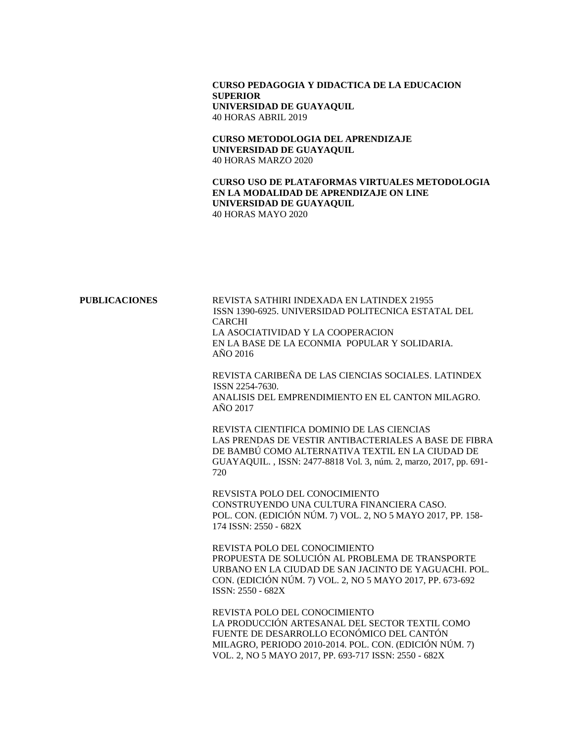**CURSO PEDAGOGIA Y DIDACTICA DE LA EDUCACION SUPERIOR**
**UNIVERSIDAD DE GUAYAQUIL**
40 HORAS ABRIL 2019

**CURSO METODOLOGIA DEL APRENDIZAJE**
**UNIVERSIDAD DE GUAYAQUIL**
40 HORAS MARZO 2020

**CURSO USO DE PLATAFORMAS VIRTUALES METODOLOGIA EN LA MODALIDAD DE APRENDIZAJE ON LINE**
**UNIVERSIDAD DE GUAYAQUIL**
40 HORAS MAYO 2020

**PUBLICACIONES**

REVISTA SATHIRI INDEXADA EN LATINDEX 21955
ISSN 1390-6925. UNIVERSIDAD POLITECNICA ESTATAL DEL CARCHI
LA ASOCIATIVIDAD Y LA COOPERACION
EN LA BASE DE LA ECONMIA POPULAR Y SOLIDARIA.
AÑO 2016

REVISTA CARIBEÑA DE LAS CIENCIAS SOCIALES. LATINDEX
ISSN 2254-7630.
ANALISIS DEL EMPRENDIMIENTO EN EL CANTON MILAGRO.
AÑO 2017

REVISTA CIENTIFICA DOMINIO DE LAS CIENCIAS
LAS PRENDAS DE VESTIR ANTIBACTERIALES A BASE DE FIBRA DE BAMBÚ COMO ALTERNATIVA TEXTIL EN LA CIUDAD DE GUAYAQUIL. , ISSN: 2477-8818 Vol. 3, núm. 2, marzo, 2017, pp. 691-720

REVSISTA POLO DEL CONOCIMIENTO
CONSTRUYENDO UNA CULTURA FINANCIERA CASO.
POL. CON. (EDICIÓN NÚM. 7) VOL. 2, NO 5 MAYO 2017, PP. 158-174 ISSN: 2550 - 682X

REVISTA POLO DEL CONOCIMIENTO
PROPUESTA DE SOLUCIÓN AL PROBLEMA DE TRANSPORTE URBANO EN LA CIUDAD DE SAN JACINTO DE YAGUACHI. POL. CON. (EDICIÓN NÚM. 7) VOL. 2, NO 5 MAYO 2017, PP. 673-692 ISSN: 2550 - 682X

REVISTA POLO DEL CONOCIMIENTO
LA PRODUCCIÓN ARTESANAL DEL SECTOR TEXTIL COMO FUENTE DE DESARROLLO ECONÓMICO DEL CANTÓN MILAGRO, PERIODO 2010-2014. POL. CON. (EDICIÓN NÚM. 7) VOL. 2, NO 5 MAYO 2017, PP. 693-717 ISSN: 2550 - 682X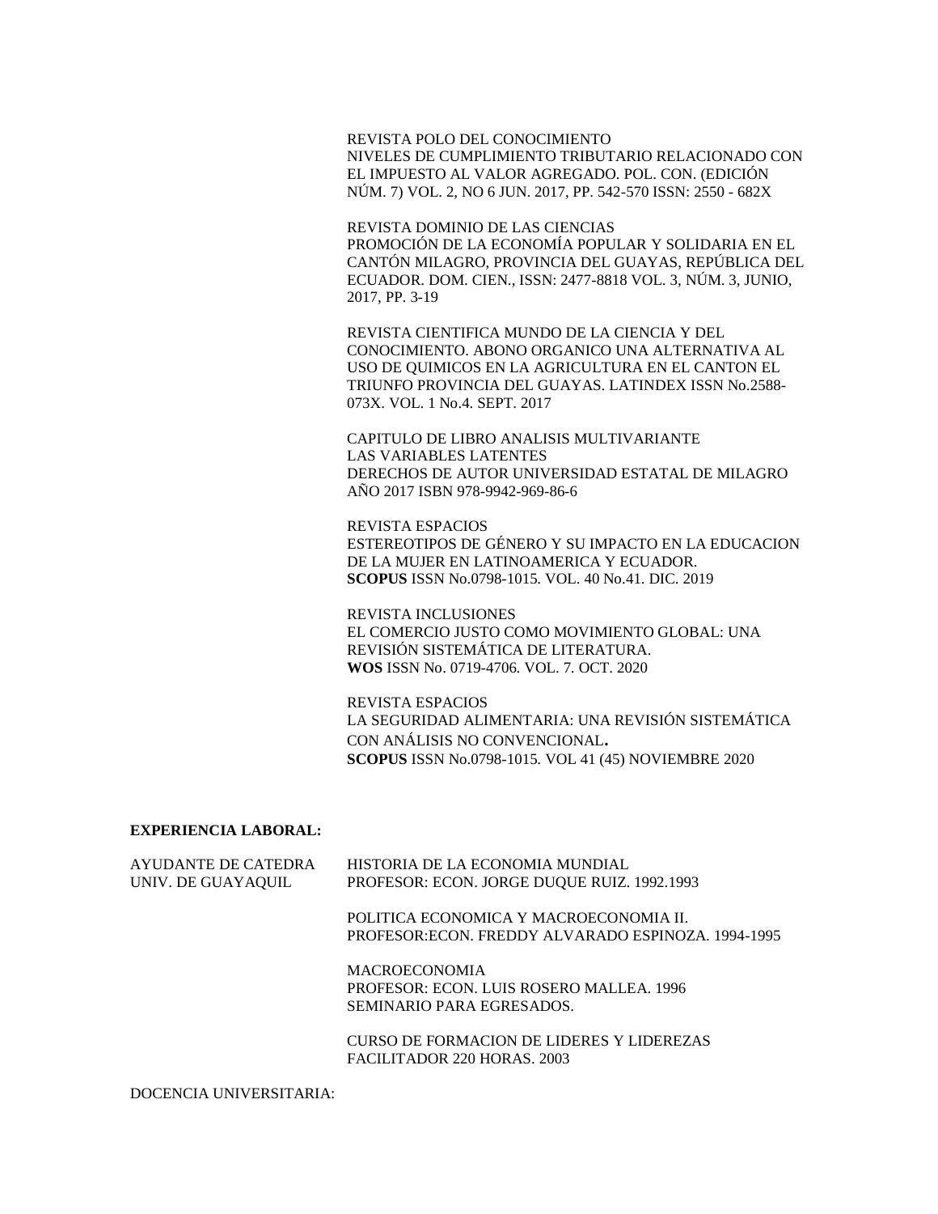REVISTA POLO DEL CONOCIMIENTO
NIVELES DE CUMPLIMIENTO TRIBUTARIO RELACIONADO CON EL IMPUESTO AL VALOR AGREGADO. POL. CON. (EDICIÓN NÚM. 7) VOL. 2, NO 6 JUN. 2017, PP. 542-570 ISSN: 2550 - 682X

REVISTA DOMINIO DE LAS CIENCIAS
PROMOCIÓN DE LA ECONOMÍA POPULAR Y SOLIDARIA EN EL CANTÓN MILAGRO, PROVINCIA DEL GUAYAS, REPÚBLICA DEL ECUADOR. DOM. CIEN., ISSN: 2477-8818 VOL. 3, NÚM. 3, JUNIO, 2017, PP. 3-19

REVISTA CIENTIFICA MUNDO DE LA CIENCIA Y DEL CONOCIMIENTO. ABONO ORGANICO UNA ALTERNATIVA AL USO DE QUIMICOS EN LA AGRICULTURA EN EL CANTON EL TRIUNFO PROVINCIA DEL GUAYAS. LATINDEX ISSN No.2588-073X. VOL. 1 No.4. SEPT. 2017

CAPITULO DE LIBRO ANALISIS MULTIVARIANTE
LAS VARIABLES LATENTES
DERECHOS DE AUTOR UNIVERSIDAD ESTATAL DE MILAGRO
AÑO 2017 ISBN 978-9942-969-86-6

REVISTA ESPACIOS
ESTEREOTIPOS DE GÉNERO Y SU IMPACTO EN LA EDUCACION DE LA MUJER EN LATINOAMERICA Y ECUADOR.
**SCOPUS** ISSN No.0798-1015. VOL. 40 No.41. DIC. 2019

REVISTA INCLUSIONES
EL COMERCIO JUSTO COMO MOVIMIENTO GLOBAL: UNA REVISIÓN SISTEMÁTICA DE LITERATURA.
**WOS** ISSN No. 0719-4706. VOL. 7. OCT. 2020

REVISTA ESPACIOS
LA SEGURIDAD ALIMENTARIA: UNA REVISIÓN SISTEMÁTICA CON ANÁLISIS NO CONVENCIONAL**.**
**SCOPUS** ISSN No.0798-1015. VOL 41 (45) NOVIEMBRE 2020

**EXPERIENCIA LABORAL:**

AYUDANTE DE CATEDRA
UNIV. DE GUAYAQUIL

HISTORIA DE LA ECONOMIA MUNDIAL
PROFESOR: ECON. JORGE DUQUE RUIZ. 1992.1993

POLITICA ECONOMICA Y MACROECONOMIA II.
PROFESOR:ECON. FREDDY ALVARADO ESPINOZA. 1994-1995

MACROECONOMIA
PROFESOR: ECON. LUIS ROSERO MALLEA. 1996
SEMINARIO PARA EGRESADOS.

CURSO DE FORMACION DE LIDERES Y LIDEREZAS
FACILITADOR 220 HORAS. 2003

DOCENCIA UNIVERSITARIA: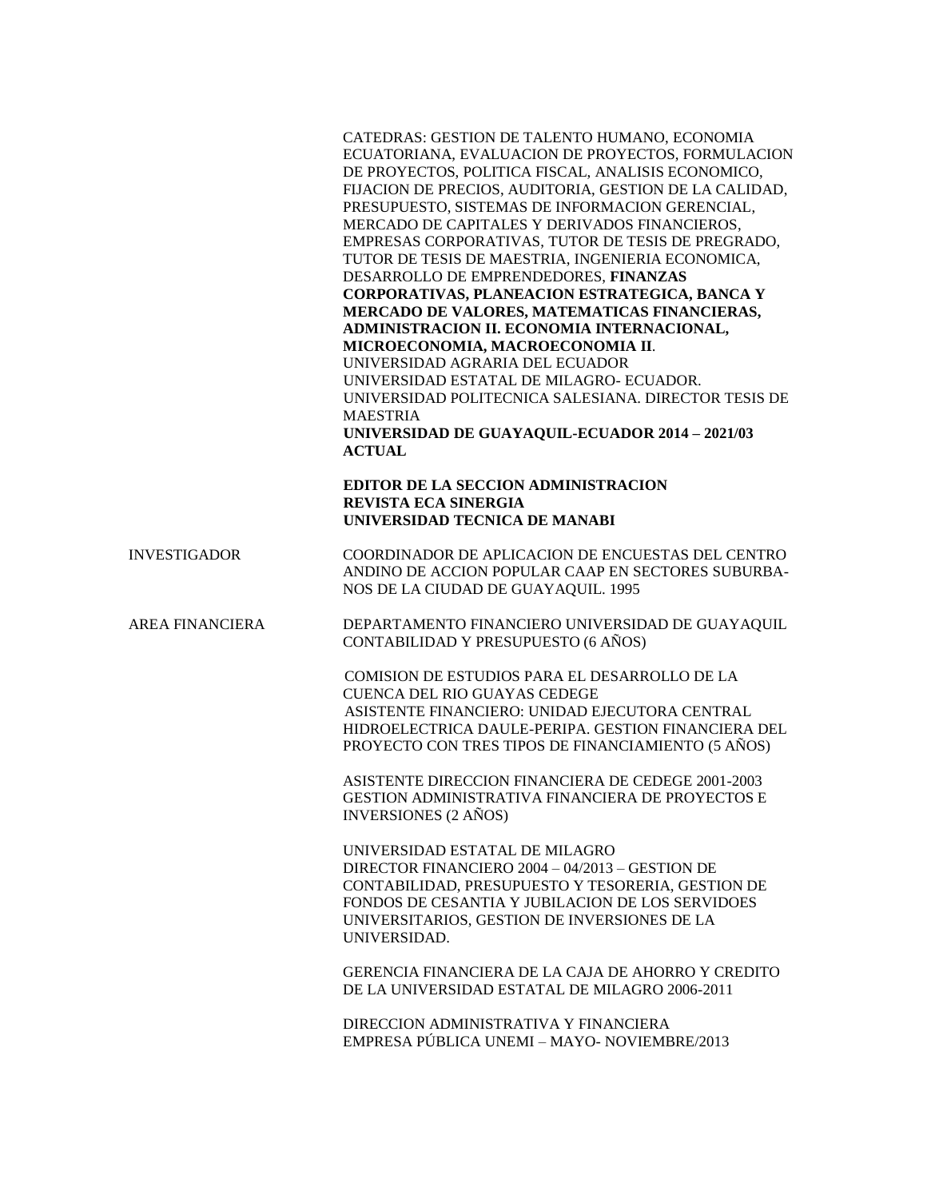CATEDRAS: GESTION DE TALENTO HUMANO, ECONOMIA ECUATORIANA, EVALUACION DE PROYECTOS, FORMULACION DE PROYECTOS, POLITICA FISCAL, ANALISIS ECONOMICO, FIJACION DE PRECIOS, AUDITORIA, GESTION DE LA CALIDAD, PRESUPUESTO, SISTEMAS DE INFORMACION GERENCIAL, MERCADO DE CAPITALES Y DERIVADOS FINANCIEROS, EMPRESAS CORPORATIVAS, TUTOR DE TESIS DE PREGRADO, TUTOR DE TESIS DE MAESTRIA, INGENIERIA ECONOMICA, DESARROLLO DE EMPRENDEDORES, **FINANZAS CORPORATIVAS, PLANEACION ESTRATEGICA, BANCA Y MERCADO DE VALORES, MATEMATICAS FINANCIERAS, ADMINISTRACION II. ECONOMIA INTERNACIONAL, MICROECONOMIA, MACROECONOMIA II**.
UNIVERSIDAD AGRARIA DEL ECUADOR
UNIVERSIDAD ESTATAL DE MILAGRO- ECUADOR.
UNIVERSIDAD POLITECNICA SALESIANA. DIRECTOR TESIS DE MAESTRIA
**UNIVERSIDAD DE GUAYAQUIL-ECUADOR 2014 – 2021/03 ACTUAL**

**EDITOR DE LA SECCION ADMINISTRACION**
**REVISTA ECA SINERGIA**
**UNIVERSIDAD TECNICA DE MANABI**

INVESTIGADOR

COORDINADOR DE APLICACION DE ENCUESTAS DEL CENTRO ANDINO DE ACCION POPULAR CAAP EN SECTORES SUBURBANOS DE LA CIUDAD DE GUAYAQUIL. 1995

AREA FINANCIERA

DEPARTAMENTO FINANCIERO UNIVERSIDAD DE GUAYAQUIL CONTABILIDAD Y PRESUPUESTO (6 AÑOS)

COMISION DE ESTUDIOS PARA EL DESARROLLO DE LA CUENCA DEL RIO GUAYAS CEDEGE
ASISTENTE FINANCIERO: UNIDAD EJECUTORA CENTRAL HIDROELECTRICA DAULE-PERIPA. GESTION FINANCIERA DEL PROYECTO CON TRES TIPOS DE FINANCIAMIENTO (5 AÑOS)

ASISTENTE DIRECCION FINANCIERA DE CEDEGE 2001-2003 GESTION ADMINISTRATIVA FINANCIERA DE PROYECTOS E INVERSIONES (2 AÑOS)

UNIVERSIDAD ESTATAL DE MILAGRO
DIRECTOR FINANCIERO 2004 – 04/2013 – GESTION DE CONTABILIDAD, PRESUPUESTO Y TESORERIA, GESTION DE FONDOS DE CESANTIA Y JUBILACION DE LOS SERVIDOES UNIVERSITARIOS, GESTION DE INVERSIONES DE LA UNIVERSIDAD.

GERENCIA FINANCIERA DE LA CAJA DE AHORRO Y CREDITO DE LA UNIVERSIDAD ESTATAL DE MILAGRO 2006-2011

DIRECCION ADMINISTRATIVA Y FINANCIERA
EMPRESA PÚBLICA UNEMI – MAYO- NOVIEMBRE/2013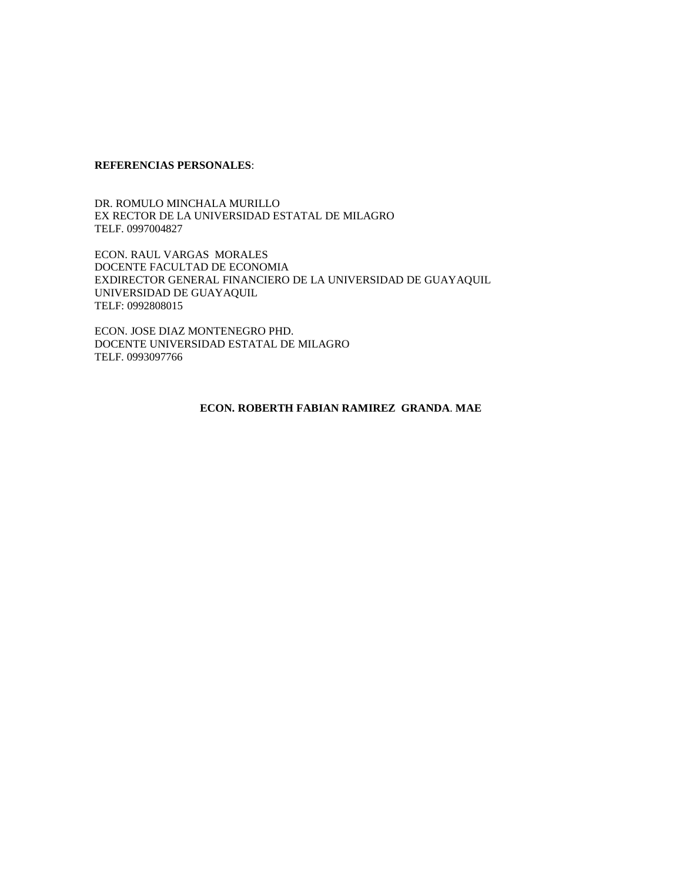**REFERENCIAS PERSONALES**:

DR. ROMULO MINCHALA MURILLO
EX RECTOR DE LA UNIVERSIDAD ESTATAL DE MILAGRO
TELF. 0997004827

ECON. RAUL VARGAS MORALES
DOCENTE FACULTAD DE ECONOMIA
EXDIRECTOR GENERAL FINANCIERO DE LA UNIVERSIDAD DE GUAYAQUIL
UNIVERSIDAD DE GUAYAQUIL
TELF: 0992808015

ECON. JOSE DIAZ MONTENEGRO PHD.
DOCENTE UNIVERSIDAD ESTATAL DE MILAGRO
TELF. 0993097766

**ECON. ROBERTH FABIAN RAMIREZ GRANDA**. **MAE**